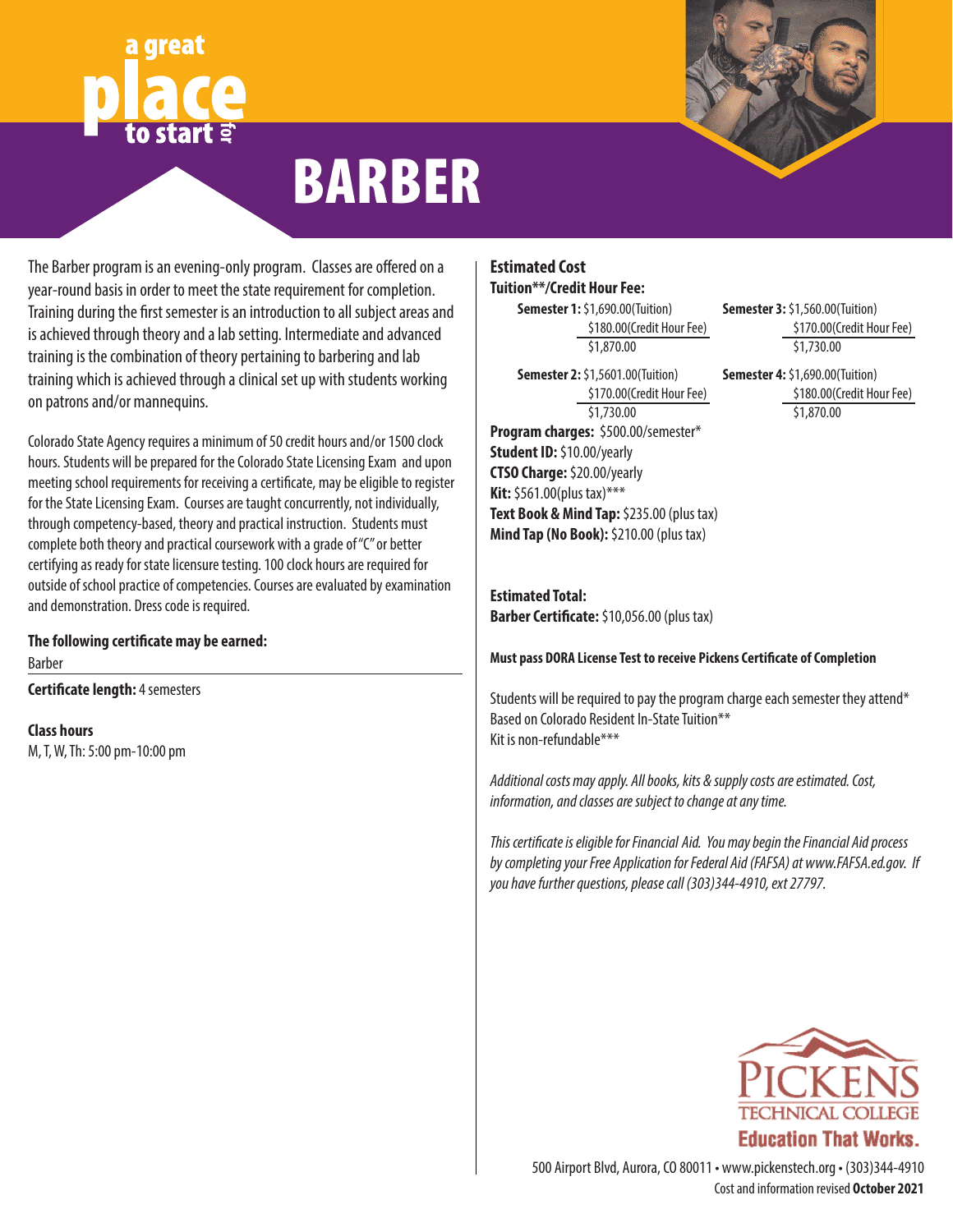a great place to start for

# BARBER

The Barber program is an evening-only program. Classes are offered on a year-round basis in order to meet the state requirement for completion. Training during the first semester is an introduction to all subject areas and is achieved through theory and a lab setting. Intermediate and advanced training is the combination of theory pertaining to barbering and lab training which is achieved through a clinical set up with students working on patrons and/or mannequins.

Colorado State Agency requires a minimum of 50 credit hours and/or 1500 clock hours. Students will be prepared for the Colorado State Licensing Exam and upon meeting school requirements for receiving a certificate, may be eligible to register for the State Licensing Exam. Courses are taught concurrently, not individually, through competency-based, theory and practical instruction. Students must complete both theory and practical coursework with a grade of "C" or better certifying as ready for state licensure testing. 100 clock hours are required for outside of school practice of competencies. Courses are evaluated by examination and demonstration. Dress code is required.

**The following certificate may be earned:**

Barber

**Certificate length:** 4 semesters

**Class hours**

M, T, W, Th: 5:00 pm-10:00 pm

## Estimated Cost

**Tuition**/Credit Hour Fee:**

**Semester 1:** $1,690.00(Tuition)
$180.00(Credit Hour Fee)
$1,870.00

**Semester 2:** $1,5601.00(Tuition)
$170.00(Credit Hour Fee)
$1,730.00

**Semester 3:** $1,560.00(Tuition)
$170.00(Credit Hour Fee)
$1,730.00

**Semester 4:** $1,690.00(Tuition)
$180.00(Credit Hour Fee)
$1,870.00

**Program charges:** $500.00/semester*
**Student ID:** $10.00/yearly
**CTSO Charge:** $20.00/yearly
**Kit:** $561.00(plus tax)***
**Text Book & Mind Tap:** $235.00 (plus tax)
**Mind Tap (No Book):** $210.00 (plus tax)

**Estimated Total:**
**Barber Certificate:** $10,056.00 (plus tax)

**Must pass DORA License Test to receive Pickens Certificate of Completion**

Students will be required to pay the program charge each semester they attend*
Based on Colorado Resident In-State Tuition**
Kit is non-refundable***

*Additional costs may apply. All books, kits & supply costs are estimated. Cost, information, and classes are subject to change at any time.*

*This certificate is eligible for Financial Aid. You may begin the Financial Aid process by completing your Free Application for Federal Aid (FAFSA) at www.FAFSA.ed.gov. If you have further questions, please call (303)344-4910, ext 27797.*

PICKENS TECHNICAL COLLEGE
**Education That Works.**

500 Airport Blvd, Aurora, CO 80011 • www.pickenstech.org • (303)344-4910
Cost and information revised **October 2021**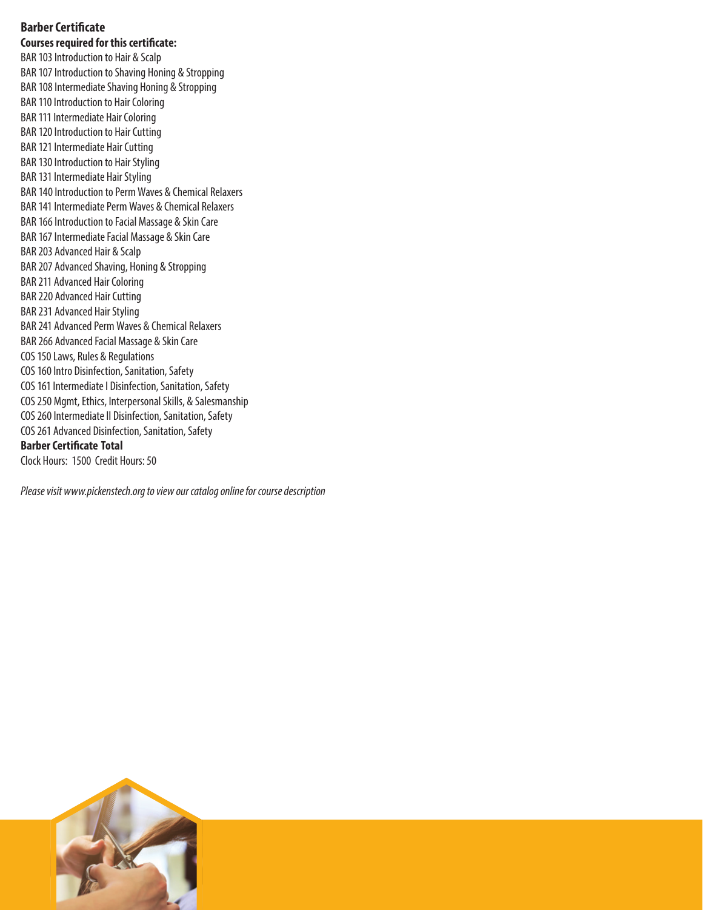**Barber Certificate**

**Courses required for this certificate:**

BAR 103 Introduction to Hair & Scalp
BAR 107 Introduction to Shaving Honing & Stropping
BAR 108 Intermediate Shaving Honing & Stropping
BAR 110 Introduction to Hair Coloring
BAR 111 Intermediate Hair Coloring
BAR 120 Introduction to Hair Cutting
BAR 121 Intermediate Hair Cutting
BAR 130 Introduction to Hair Styling
BAR 131 Intermediate Hair Styling
BAR 140 Introduction to Perm Waves & Chemical Relaxers
BAR 141 Intermediate Perm Waves & Chemical Relaxers
BAR 166 Introduction to Facial Massage & Skin Care
BAR 167 Intermediate Facial Massage & Skin Care
BAR 203 Advanced Hair & Scalp
BAR 207 Advanced Shaving, Honing & Stropping
BAR 211 Advanced Hair Coloring
BAR 220 Advanced Hair Cutting
BAR 231 Advanced Hair Styling
BAR 241 Advanced Perm Waves & Chemical Relaxers
BAR 266 Advanced Facial Massage & Skin Care
COS 150 Laws, Rules & Regulations
COS 160 Intro Disinfection, Sanitation, Safety
COS 161 Intermediate I Disinfection, Sanitation, Safety
COS 250 Mgmt, Ethics, Interpersonal Skills, & Salesmanship
COS 260 Intermediate II Disinfection, Sanitation, Safety
COS 261 Advanced Disinfection, Sanitation, Safety

**Barber Certificate Total**

Clock Hours: 1500 Credit Hours: 50

*Please visit www.pickenstech.org to view our catalog online for course description*